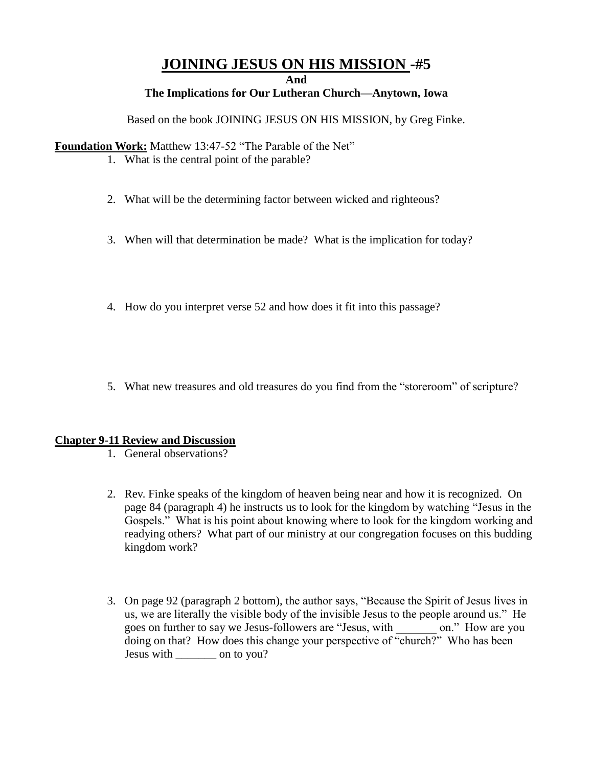# JOINING JESUS ON HIS MISSION -#5

**And**

**The Implications for Our Lutheran Church—Anytown, Iowa**

Based on the book JOINING JESUS ON HIS MISSION, by Greg Finke.

**Foundation Work:** Matthew 13:47-52 "The Parable of the Net"

1. What is the central point of the parable?
2. What will be the determining factor between wicked and righteous?
3. When will that determination be made? What is the implication for today?
4. How do you interpret verse 52 and how does it fit into this passage?
5. What new treasures and old treasures do you find from the "storeroom" of scripture?

**Chapter 9-11 Review and Discussion**

1. General observations?
2. Rev. Finke speaks of the kingdom of heaven being near and how it is recognized. On page 84 (paragraph 4) he instructs us to look for the kingdom by watching "Jesus in the Gospels." What is his point about knowing where to look for the kingdom working and readying others? What part of our ministry at our congregation focuses on this budding kingdom work?
3. On page 92 (paragraph 2 bottom), the author says, "Because the Spirit of Jesus lives in us, we are literally the visible body of the invisible Jesus to the people around us." He goes on further to say we Jesus-followers are "Jesus, with _______ on." How are you doing on that? How does this change your perspective of "church?" Who has been Jesus with _______ on to you?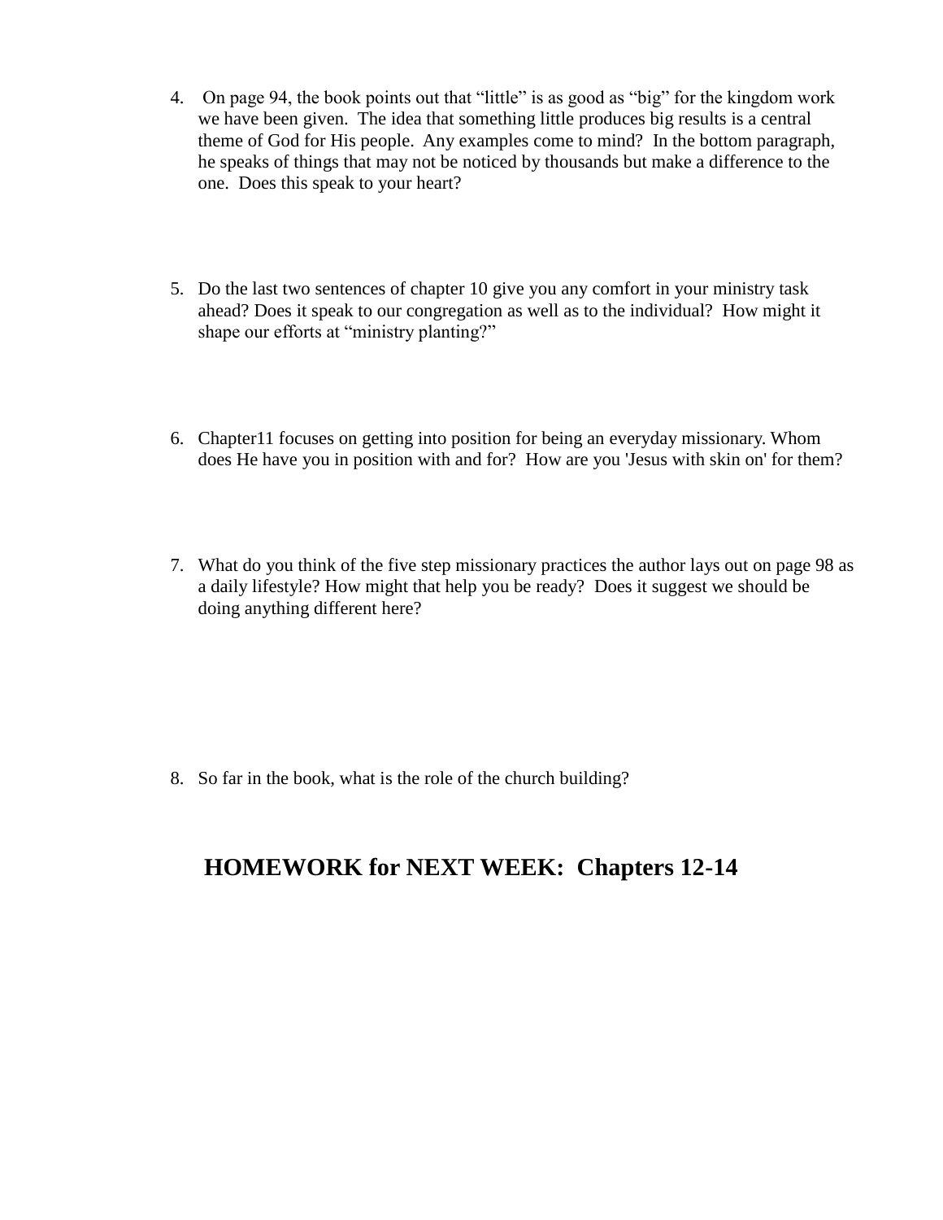4. On page 94, the book points out that “little” is as good as “big” for the kingdom work we have been given. The idea that something little produces big results is a central theme of God for His people. Any examples come to mind? In the bottom paragraph, he speaks of things that may not be noticed by thousands but make a difference to the one. Does this speak to your heart?

5. Do the last two sentences of chapter 10 give you any comfort in your ministry task ahead? Does it speak to our congregation as well as to the individual? How might it shape our efforts at “ministry planting?”

6. Chapter11 focuses on getting into position for being an everyday missionary. Whom does He have you in position with and for? How are you 'Jesus with skin on' for them?

7. What do you think of the five step missionary practices the author lays out on page 98 as a daily lifestyle? How might that help you be ready? Does it suggest we should be doing anything different here?

8. So far in the book, what is the role of the church building?

## HOMEWORK for NEXT WEEK: Chapters 12-14